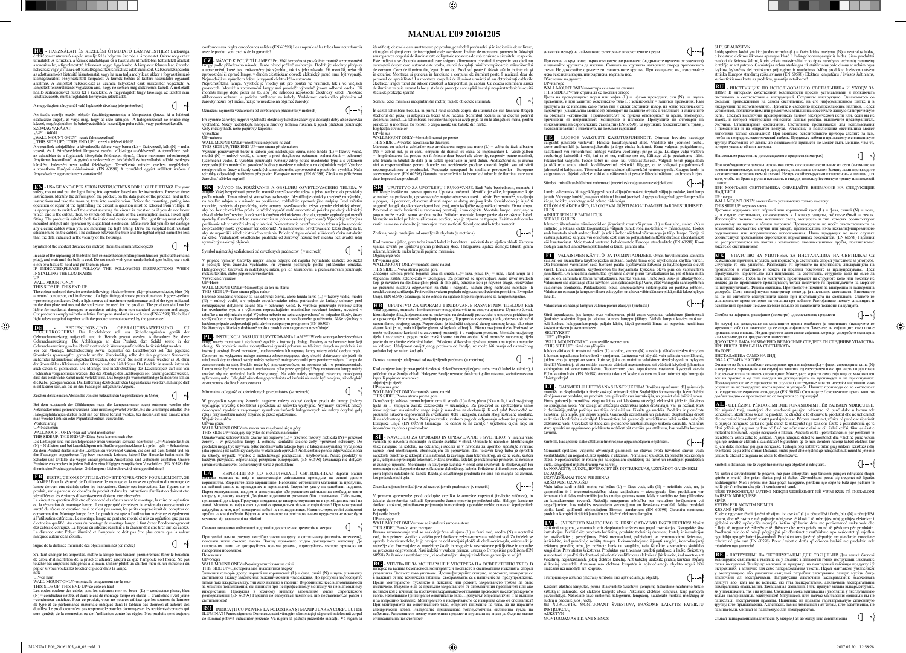# MANUAL E09 20161205

**HU** - HASZNÁLATI ÉS KEZELÉSI ÚTMUTATÓ LÁMPATESTHEZ! Biztonsága érdekében az útmutató alapján szerelje fel és helyezze üzembe a lámpatestet. Őrizze meg ezt az útmutatót. A terméken, a termék adattábláján és a használati útmutatóban feltüntetett ábrákat azonosítsa be, a figyelmeztető feliratokat vegye figyelembe. A lámpatest felszerelése, üzembe helyezése vagy javítása előtt feszültségmentesítési kell az adott áramkört. Célszerű lekapcsolni az adott áramkört biztosító kismegszakítót, vagy ha nem tudja melyik az, akkor a fogyasztásmérő kismegszakítót. Helyhezkötött lámpatest. A termék beltéri és kültéri használatra egyaránt alkalmas. A lámpatest felszerelését és üzembe helyezését csak szakember végezheti! A lámpatest felszerelésénél vigyázzon arra, hogy ne sértsen meg elektromos kábelt. A mellékelt hőálló szilikoncsövet húzza fel a kábelekre. A megvilágított tárgy távolsága az izzótól nem lehet kevesebb, mint a foglalatok közvetlen közelében.

A megvilágított tárgyaktól való legkisebb távolság jele (méterben)

Az izzók cseréje esetén először feszültségmentesítse a lámpatestet (húzza ki a hálózati csatlakozó dugót), és várja meg, hogy az izzó kihűljön. A halogénizzókat ne érintse meg kézzel, megfogásukhoz és behelyezésükhöz használjon puha ruhát, vagy papírzsebkendőt. SZOMAGYARÁZAT:
„UP": felfelé
„WALL MOUNT ONLY": csak falra szerelhető
„THIS SIDE UP", "THIS END UP": ezzel a felével felfelé
A vezetékek színjelölései a következők: fekete vagy barna (L) = fázisvezető, kék (N) = nulla vezető, és L zöld/sárga védővezeték. A termékhez csak az adattáblán és a foglalatok környékén feltüntetett típusú, illetve maximum teljesítményű fényforrás használható! A gyártó a szakszerűtlen bekötésből és használatból adódó esetleges károkért, balesetért nem vállal felelősséget. Termékeink minden esetben megfelelnek a vonatkozó Európai előírásoknak. (EN 60598) A termékkel együtt szállított izzókra / fényszórókra a garancia nem vonatkozik!

**EN** - USAGE AND OPERATION INSTRUCTIONS FOR LIGHT FITTING! For your safety, mount and put the light fitting into operation based on the instructions. Preserve these instructions. Identify the drawings on the product, on the data plate of the product, and in the instructions and take the warning texts into consideration. Before the mounting, putting into operation or repair of the light fitting the circuit in question must be relieved from voltage. It is appropriate to switch off the circuit securing the circuit in question or if you do not know which one is the cutout, then, to switch off the cutouts of the consumption meter. Fixed light fitting. The product is suitable both for inside and outside usage. The light fitting must only be mounted and put into operation by a qualified electrician! Make sure that you do not damage any electric cables when you are mounting the light fitting. Draw the supplied heat resistant silicone tube on the cables. The distance between the bulb and the lighted object cannot be less than the indicated in the vicinity of the housings.

Symbol of the shortest distance (in metres) from the illuminated objects

In case of the replacing of the bulbs first release the lamp fitting from tension (pull out the mains plug), and wait until the bulb is cool. Do not touch with your hands the halogen bulbs, use a soft cloth or a tissue to hold and put them in place.
IF INDICATED, PLEASE FOLLOW THE FOLLOWING INSTRUCTIONS WHEN INSTALLING THE LUMINAIRE
UP
WALL MOUNT ONLY
THIS SIDE UP, THIS END UP
The colour codes of the wire are the following: black or brown (L) = phase conductor, blue (N) = neutral conductor, and in the case of a light fitting of shock protection class I: green-yellow =protecting conductor. Only a light source of maximum performance and of the type indicated on the data plate and around the socket can be used for the product. The producer shall not be liable for incidental damages or accidents arising from non-standard connection and usage. Our products comply with the relative European standards in each case (EN 60598) The bulbs / light tubes supplied together with the product are not covered by the guarantee!

**DE** - BEDIENUNGS- UND GEBRAUCHSANWEISUNG ZU LEUCHTKÖRPERN! Der Leuchtkörper soll aus Sicherheitsgründen gemäß der Gebrauchsanweisung aufgestellt und in Betrieb gesetzt werden. Aufbewahren Sie diese Gebrauchsanweisung! Die Abbildungen an dem Produkt, dem Schild sowie in der Gebrauchsanweisung sollen identifiziert und die Warnungsaufschriften berücksichtigt werden. Vor der Montage, Inbetriebsetzung sowie Reparatur des Leuchtkörpers soll der gegebene Stromkreis spannungsfrei gemacht werden. Zweckmäßig sollte den den gegebenen Stromkreis sichernder Kleinautomat abgeschaltet werden, oder wenn Sie nicht wissen, welcher es ist, dann der Stromzähler - Kleinautomaten. Ortsgebundener Lichtkörper. Das Produkt ist sowohl intern als auch extern zu gebrauchen. Die Montage und Inbetriebsetzung des Leuchtkörpers darf nur von Fachleuten vorgenommen werden! Bei der Montage des Leichtkörpers soll darauf geachtet werden, dass das elektrische Kabel nicht verletzt wird. Das beigelegte wärmebeständige Silikonrohr soll an die Kabel gezogen werden. Die Entfernung des beleuchteten Gegenstandes von der Glühlampe darf nicht kleiner sein, als die an den Fassungen aufgeführte Angabe.

Zeichen des kleinsten Abstandes von den beleuchteten Gegenständen (in Meter)

Bei dem Austausch der Glühlampen muss die Lampenarmatur zuerst entspannt werden (der Netzstecker muss getrennt werden), dann muss es gewartet werden, bis die Glühlampe erkaltet. Die Halogenglühlampen dürfen nicht mit der Hand berührt werden, bei ihrem Griff und Einsatz muss man weiche Textilien oder Papiertaschentuch verwenden.
Worterklärung
UP=Nach oben
WALL MOUNT ONLY=Nur auf Wand montierbar
THIS SIDE UP, THIS END UP=Diese Seite kommt nach oben
Die Leitungen sind mit den folgenden Farben versehen: schwarz oder braun (L)=Phasenleiter, blau (N) = Nullleiter, und bei Leuchtkörpern mit Berührungsschutzklasse I.: grün - gelb = Schutzleiter. Zu dem Produkt dürfen nur die Lichtquellen verwendet werden, die den auf dem Schild und bei den Fassungen angegebenen Typ bzw. maximale Leistung haben! Der Hersteller haftet nicht für Schäden und Unfälle, die wegen unsachgemäßen Anschlusses und Gebrauchs entstehen. Unsere Produkte entsprechen in jedem Fall den einschlägigen europäischen Vorschriften (EN 60598) Für die mit dem Produkt gelieferten Glühlampen / Lichtrohre wird nicht gewährleistet!

**FR** - INSTRUCTIONS D'UTILISATION ET D'OPÉRATION POUR LE MONTAGE LAMPE! Pour la sécurité de l'utilisateur, le montage et la mise en opération du montage de lampe doivent être réalisés selon les instructions. Gardez ces instructions. Les figures sur le produit, sur le panneau de données du produit et dans les instructions d'utilisation doivent être identifiées et les écritures d'avertissement doivent être observées.
Le circuit en question doit être déconnecté du réseau avant le montage, la mise en opération ou la réparation du montage lampe. Il est approprié de relever la tension du coupe-circuit de sureté du réseau en question ou si ce n'est pas connu, les petits coupes-circuit du compteur de consommation. Montage lampe fixe. Le produit est apte à l'utilisation intérieure et également à l'utilisation extérieure. Le montage lampe ne peut être monté et mis en opération que par un électricien qualifié! Au cours du montage du montage lampe il faut éviter l'endommagement des câbles électriques. Le tuyau en silicone résistant à la chaleur doit être tiré sur les câbles. La distance entre l'objet illuminé et l'ampoule ne doit pas être plus courte que la valeur marquée autour de la douille.

Signe de la distance minimale des objets illuminés (en mètre)

S'il faut changer les ampoules, mettre la lampe hors tension premièrement (tirer le bouchon de câble d'alimentation de la prise) et attendre jusqu'à ce que l'ampoule soit froide. Ne pas toucher les ampoules halogènes à la main, utiliser plutôt un chiffon mou ou un mouchoir en papier si vous voulez les toucher et placer dans la lampe.
note
UP=en haut
WALL MOUNT ONLY=montez le uniquement sur le mur
THIS SIDE UP; THIS END UP=ce côté en haut
Les codes couleur des câbles sont les suivants: noir ou brun (L) = conducteur phase, bleu (N) = conducteur neutre, et dans le cas de montage lampe en classe I. d'antichoc : vert-jaune =conducteur antichoc. Pour ce produit, vous ne pouvez utiliser que les sources de lumière de type et de performance maximale indiqués dans le tableau des données et autours des douilles. Le producteur n'est pas responsable pour les dommages et les accidents éventuels qui sont générés de la connexion ou de l'utilisation contre les règles. Nos produits sont toujours conformes aux règles européennes valides (EN 60598) Les ampoules / les tubes lumineux fournis avec le produit sont exclus de la garantie!

**CZ** - NÁVOD K POUŽITÍ LAMPY! Pro Vaši bezpečnost provádějte montáž a zprovoznění lampy podle přiloženého návodu. Tento návod pečlivě uschovejte. Dodržujte všechny předpisy a upozornění, které jsou znázorněny jak výrobku, tak i v jeho návodu. Při montáži, nebo při zprovoznění či opravě lampy, v daném elektrickém obvodě elektrický proud musí být vypnutý. Nejsnadnějším způsobem řešení je vypnutí elektrického automatu. Nepřemístitelná lampa. Výrobek je vhodný jak pro použití ve vnitřních, tak i ve vnějších prostorech. Montáž a zprovoznění lampy smí provádět výhradně jenom odborná osoba! Při montáži lampy dejte pozor na to, aby jste náhodou nepoškodili elektrický kabel. Přiloženou silikonovou ochranu je potřeba natáhnout na kabely. Vzdálenost osvíceného předmětu od žárovky nesmí být menší, než je to uvedeno na objímce žárovky.

Označení nejmenší vzdálenosti od osvětlených předmětů (v metrech)

Při výměně žárovky, nejprve vytáhněte elektrický kabel ze zásuvky a dočkejte doby až se žárovka vychladne. Nikdy nedotýkejte halogení žárovky holýma rukama, k jejich přidržení používejte vždy měkký hadr, nebo papírový kapesník.
vysvětlení
UP=nahoru
WALL MOUNT ONLY=montovatelné pouze na zeď
THIS SIDE UP, THIS END UP=tato strana půjde nahoru
Význam používaných barev u kabelů jsou následující: černá, nebo hnědá (L) = fázový vodič, modrá (N) = nulový vodič, u lampy s proti dotykovou ochranou: zeleno-žlutá = ochranný (uzemněný) vodič. K výrobku používejte světelný zdroj pouze uvedeného typu a s výkonem nepřesahujícím maximální povolené hodnoty uvedené v tabulce a na objímkách zeje! Výrobce nezodpovídá za úrazy a škody vzniklých z neodborného zprovoznění a používání výrobku. Naše výrobky odpovídají patřičným předpisům Evropské normy. (EN 60598) Záruka na přiloženou žárovku / zářivku neplatí!

**SK** - NÁVOD NA POUŽÍVANIE A OBSLUHU OSVETĽOVACIEHO TELESA. V záujme Vašej bezpečnosti previeďte montáž osvetľovacieho telesa a jeho uvedenie do prevádzky podľa návodu. Tento návod si starostlivo uschovajte. Identifikujte obrázky uvedené na výrobku, na tabuľke údajov a v návode na používanie, zohľadnite upozorňujúce nadpisy. Pred začatím montáže, uvedenia do prevádzky, alebo opravy osvetľovacieho telesa vypnite elektrický prúd ako bol tej elektrického prúdu. Je účelné vypnúť malú automatickú poistku pre daný elektrický obvod, alebo keď neviete, ktorá patrí k danému elektrickému obvodu, vypnite vypínač pri meraní spotreby. Osvetľovacie teleso s umiestnením na pevnom mieste (nepremenné). Výrobok je určený na používanie tak v exteriéri ako aj v interiéri. Namontovanie osvetľovacieho telesa a jeho uvedenie do prevádzky môže vykonávať len odborník! Pri namontovaní osvetľovacieho telesa dbajte na to, aby ste nepoškodili kábel elektrického vedenia. Priložený tepla odolný silikónovú rúrku natiahnite na káble. Vzdialenosť osvetleného predmetu od žiarovky nesmie byť menšia než uvádza údaj vyznačený na okraji objímok.

Symbol najmenšej vzdialenosti od osvetlených predmetov ( v metroch)

V prípade výmeny žiarovky najprv lampu odpojte od napätia (vytiahnite zástrčku zo siete) a počkajte kým žiarovka vychladne. Pri výmene postupujte podľa priloženého obrázka. Halogénových žiaroviek sa nedotýkajte rukou, pri ich zabudovaní a premiestňovaní používajte mäkkú textíliu, alebo papierovú vreckovku.
Vysvetlivky
UP=Hore
WALL MOUNT ONLY=Namontujte sa len na stenu
THIS SIDE UP=Táto strana pôjde nahor
Farebné označenia vodičov sú nasledovné: čierna, alebo hnedá farba (L) = fázový vodič, modrá (N) = nulový vodič, a v prípade osvetľovacieho telesa patriaceho do I. triedy ochrany pred nebezpečným dotykom: zeleno-žltá = ochranný vodič. K výrobku používajte svetelný zdroj len uvedeného typu a s výkonom neprevyšujúcim maximálnu povolenú hodnotu uvedenú v tabuľke a na objímkach zoja! Výrobca nebere na seba zodpovednosť za prípadné škody, úrazy vyplývajúce z neodborne prevedeného zapojenia a neodborného používania. Naše výrobky v každom prípade zodpovedajú príslušným európskym predpisom (EN 60598)
Na žiarovky a žiarivky dodávané spolu s produktom sa záruka nevzťahuje!

**PL** - INSTRUKCJA OBSŁUGI I UŻYTKOWANIA LAMPY! W celu własnego bezpieczeństwa lampę należy montować i użytkować zgodnie z instrukcją obsługi. Prosimy o zachowanie instrukcji obsługi. Na produkcie można zidentyfikować rysunki pokazane na tabliczce danych na produkcie i w instrukcji obsługi. Przed montażem, uruchomieniem lub naprawą lampy należy odciąć dopływ prądu. Celowym jest wyłączenie małego automatu zabezpieczającego dany obwód elektryczny lub jeżeli nie wiadomo który to obwód, wtedy należy wyłączyć mały przerywnik przy pomiarze zużycia. Lampa do zamontowania na stałe. Produkt może być stosowany zarówno na zewnątrz jak i w pomieszczeniach. Lampę może być zamontowana i uruchomiona tylko przez specjalistę! Przy montowaniu lampy należy uważać, aby nie uszkodzić kabla elektrycznego. Na kable należy naciągnąć załączoną żaroodporną silikonową rurkę. Odległość oświetlonego przedmiotu od żarówki nie może być mniejsza, niż odległość zaznaczona w okolicach zamontowania.

Minimalna odległość od oświetlonych przedmiotów (w metrach)

W przypadku wymiany żarówki najpierw należy odciąć dopływ prądu do lampy (należy wyciągnąć wtyczkę z kontaktu) i poczekać aż żarówka wystygnie. Wymiany żarówek należy dokonywać zgodnie z załączonym rysunkiem. Żarówek halogenowych nie należy dotykać gołą ręką i przy montażu należy trzymać je przez opakowanie.
Wyjaśnienie słów
UP=ku górze
WALL MOUNT ONLY=tą stroną ma znajdować się ku górze
THIS SIDE UP=odgięcy się tylko do montażu na ścianie
Oznakowanie kolorów kabli: czarny lub brązowy (L) = przewód fazowy, niebieski (N) = przewód zerowy i w przypadku lampy I. ochrony kontaktu: zielono-żółty = przewód ochronny. Do produktu mogą być używane tylko źródła światła takiego typu i o takiej maksymalnej wydajności jaka opisana jest na tablicy danych i w okolicach oprawki! Producent nie ponosi odpowiedzialności za szkody, wypadki wynikłe z nieprawidłowego podłączenia i użytkowania. Nasze produkty w każdym przypadku odpowiadają przepisom europejskim. (EN 60598) Gwarancja nie dotyczy żarówek/rur jarzeniowych dostarczanych wraz z produktem!

**UA** - КЕРІВНИЦТВО ДО ЕКСПЛУАТАЦІЇ СВІТИЛЬНИКА! Заради Вашої безпеки монтаж та ввід в експлуатацію світильника проводьте на основі даного керівництва. Зберігайте дане керівництво. Необхідно ототожнити малюнки на продукції, на табличці даних та прикріплених в керівництві. Зверніть увагу на застережливі надписи. Перед монтажем, введенням в експлуатацію або ремонтом світильника необхідно звести напругу в даному контурі. Доцільно відключити розподільчий щит помічника лічильника. Світильник, прикріплений на місце. Продукція придатна до використання як в приміщеннях, так і на вулиці. Монтаж та ввід в експлуатацію світильника тільки спеціалістом! При монтажі світильника стежте за тим, щоб електричні кабелі не пошкодилися. Натягніть термостійкі силіконові трубки на кінці кабелів. Відстань між лампою та освітлювальним предметом не може бути меншою від зазначеної на обоймі.

Символ показника найменшої відстані від освітлених предметів в метрах.

При заміні лампи спершу потрібно зняти напругу з світильника (витягніть штепсель), почекати поки охолоне лампа. Заміну проводьте згідно доданого малюнку. До галогенних ламп не доторкуйтесь голими руками, використовуйте м'якою тряпкою чи паперовим носовиком.
Пояснення
UP=Нагору
WALL MOUNT ONLY=Розміщувати тільки на стіні
THIS SIDE UP=Ця сторона має знаходитися зверху
Значення кольорів дроту: чорний чи коричневий (L) = фаза, синій (N) = нуль, у випадку світильника I класу захищення: зелений-жовтий =заземлення. До продукції можна підключати тільки такі джерела світла, тип яких вказано в таблиці! Виробник не несе відповідальності за можливі пошкодження, які виникли при не професійному монтажу чи не відповідному використанні. Продукція в кожному випадку відповідає умовам Європейського розпорядження (EN 60598) Гарантія не стосується лампочок, що поставляються разом з світильником!

**RO** - INDICAȚII CU PRIVIRE LA FOLOSIREA ȘI MANIPULAREA CORPULUI DE ILUMINAT! Pentru siguranța Dumneavoastră vă rugăm să montați și să puneți în folosință corpul de iluminat potrivit indicațiilor prezente. Vă rugam să păstrați prezentele indicații. Vă rugăm să identificați desenele care sunt trecute pe produs, pe tabelul produsului și în indicațiile de utilizare, vă rugăm să țineți cont de inscripțiunile de avertizare. Înainte de montarea, punerea în folosință sau repararea corpului de iluminat este obligatorie scoaterea de sub tensiune a circuitului respectiv. Este indicat a se decupla automatul care asigura alimentarea circuitului respectiv sau dacă nu cunoaștem despre care automat este vorba, atunci decuplați minîntrerupătoarele măsurătorului de consum. Corp de iluminat fix, legat de un loc. Produsul poate fi folosit atât în incinte cât și în exterior. Montarea și punerea în funcțiune a corpului de iluminat poate fi realizată doar de personal de specialitate! La montarea corpului de iluminat urmăriți să nu deteriorați cablurile electrice. Trageți tubul din silicon rezistent la temperatură pe cabluri. Cu ocazia schimbării sursei de iluminat trebuie montat la loc și sticla de protecție care apără becul și neapărat trebuie înlocuită sticla de protecție spartă!

Semnul celei mai mici îndepărtări (în metri) față de obiectele iluminate

În cazul schimbării becului, în primul rând scoateți corpul de iluminat de sub tensiune (trageți ștecherul din priză) și așteptați ca becul să se răcească. Schimbul becului se va efectua potrivit desenului anexat. La schimbarea becurilor halogen să aveți grijă să nu le atingeți cu mâna, pentru prinderea și montarea lor folosiți o cârpă moale sau batiste din hârtie.
Explicația cuvintelor
UP=În sus
WALL MOUNT ONLY=Montabil numai pe perete
THIS SIDE UP=Partea aceasta să fie deasupra
Marcarea cu culori a cablurilor este următoarea: neagră sau maro (L) = cablu de fază, albastru (N) = cablul nul, și în cazul corpului de iluminat cu clasa de împământare I.: verde-galben = împământarea. La produs poți fi folosite doar becuri ale căror tip, respectiv putere maximă, este trecută în tabelul de date și în datele specificate în jurul duliei. Producătorul nu-și asumă nici o responsabilitate pentru daunele sau accidentele produse datorită legării sau utilizării necorespunzătoare a produsului. Produsele corespund în totalitate prevederilor Europene corespunzătoare. (EN 60598) Garanția nu se referă și la becurile / tuburile de iluminat care sunt date împreună cu produsul!

**SRB** - UPUTSTVO ZA UPOTREBU I RUKOVANJE. Radi Vaše bezbednosti, montažu i stavljanje svetiljke u pogon izvršite na osnovu uputstva. Uputstvo sačuvati. Identifikujte slike, koje se nalaze na proizvodu, upozoravajuće natpise obavezno uzeti u obzir. Pre montaže, stavljanja u pogon, ili popravke, električni dotični napon sa datog strujnog kola. Svrsishodno je isključiti osigurač datog kola, ako niste sigurni koji je taj, onda isključite osigurač kod merača. Fiksna lampa. Proizvod se može koristiti i u zatvorenoj prostoriji, i van objekta. Montažu lampe i stavljanje u pogon može izvršiti samo stručna osoba. Prilikom montaže lampe pazite da ne oštetite kabel. Navucite na kabel priloženu silikonsku cevčicu koja je otporna na toplotu. Zaštitno staklo treba vratiti na mesto, nakon što je zamenjen izvor svetlosti. Slomljeno staklo treba zameniti.

Znak najmanje razdaljine od osvetljenih objekata (u metrima)

Kod zamene sijalice, prvo treba izvući kabel iz konektora i sačekati da se sijalica ohladi. Zamenu sijalica izvršiti po uputstvu prema priloženoj skici. Halogene sijalice nemojte taknuti golim rukama, koristite meku krpu ili papirne maramice.
Objašnjenje reči
UP=prema gore
WALL MOUNT ONLY=montaža samo na zid
THIS SIDE UP=ova strana prema gore
Značenje kablova prema bojama: crna ili smeđa (L)= faza, plava (N) = nula, i kod lampi sa I stepenom zaštite zeleno-žuta = uzemljenje. Za proizvod se upotrebljava samo izvor svetlosti koji je naveden na deklaraciji ploči ili oko grla, odnosno koji je najveće snage. Proizvođač ne preuzima nikakvu odgovornost za štetu i nezgodu, nastalu zbog nestručne montaže, ili neodgovarajuće korištenja. Proizvodi u svakom pogledu odgovaraju odgovarajućim propisima Evropske Unije. (EN 60598) Garancija se ne odnosi na sijalice, koje su isporučene sa lampom zajedno.

**HR** - UPUTSTVO ZA UPORABU I RUKOVANJE RASVJETNIM TIJELOM! Radi vaše sigurnosti, montažu i korištenje rasvjetnog tijela vršite na osnovu uputstva. Uputstvo čuvati. Identificirajte slike, koje se nalaze na proizvodu, na deklaraciji proizvoda i u uputstvu, pridržavajte se upozorenja. Prije montaže, stavljanja u pogon, ili popravke rasvjetnog tijela, obvezno isključiti napon danog strujnog kruga. Preporučeno je isključiti osigurač danog strujnog kruga, ako niste sigurni koji je taj, onda isključite glavnu sklopku kod brojila. Fiksno rasvjetno tijelo. Proizvod može podjednako koristiti i u zatvorenom prostoriji, i u vanjskom prostoru. Montažu rasvjetnog tijela i stavljanje u pogon može izvršiti samo stručna osoba! Kod montaže rasvjetnog tijela pazite da ne oštetite električni kabel. Priloženu silikonsku cjevčicu otpornu na toplinu navucite na kablove. Udaljenost osvijetljenog predmeta od žarulje, ne može biti manja od naznačenog podatka koji se nalazi od grla.

Oznaka najmanje udaljenosti od osvijetljenih predmeta (u metrima)

Kod zamjene žarulje prvo prekinite dotok električne energije (prvo treba izvući kabel iz utičnice), i pričekati da se žarulja ohladi. Halogene žarulje nemojte dotaknuti golim rukama, koristite mekanu krpu ili papirnate maramice.
objašnjenje riječi
UP=prema gore
WALL MOUNT ONLY=montaža samo na zid
THIS SIDE UP=ova strana prema gore
Označavanje kablova prema bojama: crna ili smeđa (L)= faza, plava (N) = nula, i kod rasvjetnog tijela sa I. stupnjem zaštite zeleno-žuta = uzemljenje. Za proizvod se upotrebljava samo izvor svjetlosti maksimalne snage koja je navedena na deklaraciji ili kod grla! Proizvođač ne preuzima nikakvu odgovornost za eventualnu štetu i nezgodu, nastalu zbog nestručne montaže, ili neodgovarajuće korištenja. Naši proizvodi u svakom pogledu odgovaraju odnosnim propisima Europske Unije. (EN 60598) Garancija ne odnosi se na žarulje / svjetlosne cijevi, koje su isporučene zajedno s proizvodom.

**SI** - NAVODILO ZA UPORABO IN UPRAVLJANJE S SVETILKO! V interesu vaše varnosti po navodilu montirajte in stavite svetilko v obrat. Ohranite to navodilo. Identificirajte slike navajane na izdelku, na deklaraciji izdelka in v navodilu za uporabo, upoštevajte svarilne napise. Pred montiranjem, obratovanjem ali popravkom dani tokovni krog treba je spraviti napetosti. Smotrno je izklopiti mali avtomat, ki zavaruje dani tokovni krog, ali če ne veste, kateri je ta, tedaj male-prekinjalo tokomera. Fiksna svetilka. Izdelek je enakomerno primeren za notranjo in zunanjo uporabo. Montiranje in stavljanje v obrat svetilke sme opraviti samo strokovnjak! Pri montiranju svetilke pazite da ne poškodujete električnega kabela. Priloženo silikonsko cev odporno proti toploti natakniti na kabele. Razdalja osvetljenega predmeta od žarnice ne sme biti manjša od navedenega podatka okoli grla.

Znamka najmanjše oddaljitve od razsvetljavnih predmetov (v metrih)

V primeru spremembe prvič odklopite svetilko iz omrežne napetosti (izvlecite vtičnico), in čakajte, da se žarnica ohladi. Spremembo žarnic opravite po priloženi sliki. Halogen žarnic ne dotikajte z rokami, pri njihovem prijemanju in montiranju uporabite mehko cunjo ali papirni robček.
Pojasnilo besede
UP=navzgor
WALL MOUNT ONLY=more se instalirati samo na steno
THIS SIDE UP=ta-le stran navzgor
Barvna zaznamovanja vod so naslednjicerna ali rjava (L) = fazni vod, modra (N) = neutralni vod, in v primeru svetilke z zaščito pred dotikom: zelena-rumena = zaščitni vod. Za izdelek se uporabi le-ta vir svetilke, ki je navajan na deklaracijski ploči ali okoli vtičnic, ki je tipa ali maksimalnega učinka! Proizvajalec ne prevzema nobene odgovornosti za nastale škode ali nesreče zaradi nepravilne priključitve in uporabe. Naši izdelki v vsakem primeru ustrezajo Evropskim predpisom (EN 60598) Za žarnice / svetlobne cevi, ki so dostavljeni skupaj z izdelkom garancija ne velja!

**BG** - УПЪТВАНЕ ЗА МОНТИРАНЕ И УПОТРЕБА НА ОСВЕТИТЕЛНО ТЯЛО. В интерес на вашата безопасност, монтирайте и поставете в експлоатация изделието, според указанията. Запазете това упътване. Идентифицирайте скиците, чертежите, намиращи се в дадената от вас техническа табличка, съобразявайте се с надписите за предупреждение. Преди монтирането, пускането в действие или ремонт, напрежението трябва да бъде изключено. Разумно е да се спре/изключи захранването от автоматичния прекъсвач или ако не знаете кой е, тогава от главния прекъсвач на електрическото табло. Неподвижно (фиксирано) осветително тяло. Продуктът е предназначен за употреба както на открито, така и на закрито. Монтирането и поставянето в експлоатация може да се извършва само от квалифициран електротехник! При монтирането на осветителното тяло, обърнете внимание на това, да не нарушите електрически кабел. Надяньте приложената топлоустойчива силиконова тръба на кабелите. Разстоянието между осветявания предмет и крушката не може да бъде по-малко от посочената на нея стойност.

знака (в метър) за най-малкото разстояние от осветените предмети

При смяна на крушките, първо изключете захранването (издърпайте щепсела от розетката) и изчакайте крушката да изстине. Смяната на крушката извършете според приложената схема. Не докосвайте с ръце халогенните крушки, за хватането им, използвайте мека текстилна кърпа, или хартиена кърпа за нос.
Обяснение на думите
UP=на горе
WALL MOUNT ONLY=монтира се само на стена
THIS SIDE UP=тази страна да се постави отгоре
Цвета на проводниците: черен или кафяв (L) = фазов проводник, син (N) = нулев проводник, и при защитно осветително тяло I. : зелено-жълт = защитен проводник. Към продукта да се използва само тип източник на светлина, за който техническите параметри (максимална мощност) отговарят на даденото от вас в таблицата и около цокъла. Производителят не носи отговорност за евентуалните щети и инциденти, причинени от неправилното монтиране и ползване. Продуктите ни отговарят на изискванията на европейските стандарти (EN 60598). За крушките (осветителните тръби), доставени заедно с изделието, не поемаме гаранция!

**EE** - LUGEGE VALGUSTI KASUTUSJUHENDIT. Ohutuse huvides kasutage valgustit juhistele vastavalt. Hoidke kasutusjuhend alles. Vaadake üle joonised tootel, toote andmesildil ja kasutusjuhendis ja järge ettevaatusabinõusid. Enne valgusti paigaldamist, kasutamist või remontimist lülitage vastava vooluringi pinge välja. Lülitage välja vastava vooluringi kaitselüliti või, kui te ei tea, millise see on, lülitage välja peakaitselüliti. Fikseeritud valgusti. Toode sobib nii sise- kui välistingimustesse. Valgusti tohib paigaldada ja töökorda seada ainult kvalifitseeritud elektrik! Jälgige, et te valgusti paigaldamisel juhtmeid ei kahjustaks. Tõmmake kuumakindel silikoontoru juhtmete peale. Kaugus lambi ja valgustatava objekti vahel ei tohi olla väiksem kui pesade lähedal näidatud andmetes kirjas.

Sümbol, mis tähistab lühimat vahemaad (meetrites) valgustatavate objektideni.

Lambi vahetamisel lülitage kõigepealt vool välja (tõmmake toitepistik välja) ja oodake, kuni lamp jahtub. Vahetage lambipirn, nagu on näidatud lisatud joonisel. Ärge puudutage halogeenlampe paljaste kätega, hoidke ja vahetage neid pehme riidelapiga.
KUI ON ASJAKOHASED, JÄRGIGE VALGUSTI PAIGALDAMISEL JÄRGMISI JUHISEID.
ÜLES
AINULT SEINALE PAIGALDUS
SEE KÜLG ÜLES
Juhtmete lähendamise värvikoodid on järgmised: must või pruun (L) = faasijuhe, sinine (N) = nulljuhe ja I-klassi elektrilöögikaitsega valgusti puhul: rohelise-kollane = maandusjuhe. Tootes saab kasutada ainult andmesildil ja sokli ümber näidatud võimsusega ja tüüpi lampe. Tootja ei vastuta juhuslike kahjude või õnnetuste eest, mis on põhjustatud mittestandardsest ühendamisest või kasutamisest. Meie tooted vastavad kohaldatavale Euroopa standarditele (EN 60598) Koos tootega tarnitud lambid/kompaktlambid ei kuulu garantii alla.

**FI** - VALAISIMEN KÄYTTÖ- JA TOIMINTAOHJEET. Omasi turvallisuutesi kannalta valaisin on asennettava käyttöohjeiden mukaan. Säilytä nämä ohjeet myöhempää käyttöä varten. Ota huomioon varoitukset sekä tuotteen päällä sijaitsevassa kilvessä ja käyttöohjeessa olevat kuvat. Ennen asennusta, käyttöönottoa tai korjaamista kyseessä oleva piiri on tarkistettava, ettei siinä ole jännitettä. On aiheellista sammuttaa kyseessä olevan piirin turvakatkaisin tai, jos et tiedä mikä piiri se on, sammuta mittarin turvakatkaisin. Kiinteä valaisin. Tuote sopii sekä ulko- että sisäkäyttöön. Valaisimen saa asentaa ja ottaa käyttöön vain sähköasentaja! Varo, ettet vahingoita sähköjohtimia valaisimen asennuksessa. Pakkauksessa oleva lämpöäkestävä silikoniputki on puettava johtojen päälle. Valaistavien esineen ja lampun välisen etäisyyden on oltava vähintään sen pitkä, mitä kilvet lähellä.

Valaistavien esineen ja lampun välinen pienin etäisyys (metreissä)

Siinä tapauksessa, jos lamppu on vaihdettava, pitää ensin vapauttaa valaisimen jännitteestä (katkaise kontaktitiarjat) ja odottaa, kunnes lamppu jäähtyy. Vaihda lamput kuvien mukaan. Älä kosketa halogeenilamppuja paljain käsin, käytä pehmeää liinaa tai paperia nenäliinaa koskettamiseen ja asentamiseen.
SELITYKSET:
"UP": ylöspäin
"WALL MOUNT ONLY": vain seinälle asennettava
"THIS SIDE UP": tämä osa ylöspäin
Johdon värikoodit: musta tai ruskea (L) = vaihe, sininen (N) = nolla ja sähkölaitteiden ilmiyiden I. luokan tapauksessa keltavihreä = suojamaa. Laitteessa voi käyttää vain sellaisia valonlähteitä, joiden tehy ja tyyppi on sama, kuin se, joka on mainittu valaisimen tietokylvessä ja holkkujen lähellä! Valmistaja ei ole mitään vastuussa väärästä asentamisesta tai väärästä käytöstä johtuvista vahingoista tai onnettomuuksista. Tuotteemme ovat jokaisessa tapauksessa kaikki niitä koskevia EU:n vaatimuksia. (EN 60598) Annettu takuu ei koske tuotteen mukaan toimitettuja lamppuja / loisteputkia!

**LT** - GAISMEKĻU LIETOŠANAS INSTRUKCIJA! Drošības apsvērumu dēļ gaismeklja montāža un ekspluatācija ir jāveic saskaņā ar instrukciju. Saglabājiet šo instrukciju. Identificējiet zīmējumus uz produkta, uz produkta datu plāksnītes un instrukcijā, un ņemiet vērā brīdinājumus. Pirms gaismekļa montāžas, ekspluatācijas vai labošanas attiecīgā elektriskā ķēde ir jāatvieno no sprieguma avota. Var izslēgt arī attiecīgo elektriskās ķēdes drošinātāju, vai, ja nezināt, kurš ir drošinātājs, atslēgt patēriņa skaitītāja drošinātāju. Fiksēts gaismeklis. Produkts ir piemērots lietošanai gan telpās, gan ārpus telpām. Gaismekļa uzstādīšanu un palaišanu ekspluatācijā drīkst veikt tikai kvalificēts elektriķis! Uzmanieties, lai gaismekļa uzstādīšanas laikā netiktu sabojāti elektriskie vadi. Uzvelciet uz kabeļiem pievienoto karstumizturīgo silikona caurulīti. Attālums starp spuldzi un apgaismoto priekšmetu nedrīkst būt mazāks par attālumu, kas norādīts korpusa tuvumā.

Simbols, kas apzīmē īsāko attālumu (metros) no apgaismotajiem objektiem.

Nomainot spuldzes, vispirms atvienojiet gaismekli no strāvas avota (izvelciet strāvas vada kontaktdakšu no rozetes), līdz spuldze ir atdzisusi. Nomainiet spuldzes, kā parādīts pievienotajā attēlā. Nepieskarieties ar rokām pie halogēnu spuldzēm, tās turot un ievietojot vietā, izmantojiet mīkstu audumu vai salveti.
JA NORĀDĪTS, LŪDZU, IEVĒROJIET ŠĪS INSTRUKCIJAS, UZSTĀDOT GAISMEKLI.
UZ AUGŠU
UZSTĀDĪŠANAI TIKAI PIE SIENAS
AR ŠO PUSI UZ AUGŠU
Vadu krāsu kodi ir šādi: melns vai brūns (L) = fāzes vads, zils (N) = neitrālais vads, un gaismekļiem ar I trieciendrošības klasi: zaļdzeltens = aizsargvads. Šim produktam var izmantot tikai datu maksimālās jaudas un tipa gaismas avotu, kāds ir norādīts uz datu plāksnītes un kontaktligzdas tuvumā. Ražotājs neuzņemas atbildību par nejaušiem bojājumiem vai negadījumiem, kas radušies nestandarta savienojuma un lietošanas rezultātā. Mūsu produkti atbilst katrā gadījumā attiecīgajiem Eiropas standartiem (EN 60598) Garantija neattiecas produkta komplektā iekļautajām spuldzēm/ elektroniskajām lampām!

**LV** - ŠVIESTUVO NAUDOJIMO IR EKSPLOATAVIMO INSTRUKCIJOS! Norint užtikrinti saugumą, sumontuokite ir eksploatuokite šviestuvą pagal instrukcijas. Išsaugokite šias instrukcijas. Peržiūrėkite produkto brėžinius, produkto techninių duomenų lentelę ir instrukcijas bei atsižvelkite į perspėjimus. Prieš montuodami, paleisdami ar remontuodami šviestuvą, įsitikinkite, kad grandinėje nėra įtampos. Rekomenduojame išjungti saugiklį, kontroliuojantį reikiamą grandinę arba, jei nežinote kuris tai saugiklis, tada išjunkite suvartojimo skaitiklio saugiklius. Privirintas šviestuvas. Produktas yra tinkamas naudoti patalpose ir lauke. Šviestuvą sumontuoti ir paleisti eksploatuoti privalo tik kvalifikuotas elektrikas! Įsitikinkite, kad montuodami šviestuvą, nepažeidėtumėte jokių elektros kabelių. Ant kabelių uždėkite pridėtą karščiui atsparų silikoninį vamzdelį. Atstumas nuo elektros lemputės ir apšviečiamojo objekto negali būti mažesnis nei nurodyta ant korpuso.

Trumpiausiojo atstumo (metrais) simbolis nuo apšviečiamųjų objektų.

Keičiant elektros lemputes, pirma atlaisvinkite šviestuvo įtempimą (ištraukite maitinimo tinklo kištuką iš lizdo), kad elektros lemputė atvės. Pakeiskite elektros lemputes, kaip parodyta pavyzdiniame paveikslėlyje. Nelieskite savo rankomis halogeninių lempučių, naudokite minkštą medžiagą ar audinį ir padėkite jas į vietą.
JEI NURODYTA, MONTUOJANT ŠVIESTUVĄ PRAŠOME LAIKYTIS PATEIKTŲ INSTRUKCIJŲ
AUKŠTYN
MONTUOJAMAS TIK ANT SIENOS
ŠI PUSĖ AUKŠTYN
Laidų spalvos kodai yra šie: juodas ar rudas (L) = fazės laidas, mėlynas (N) = neutralus laidas, o šviestuvo elektros šoko apsaugos klasė I: žalia-geltona=apsauginis laidas. Šiam produktui naudoti tik šviesos šaltinį, kurio veiklą maksimaliai ir jo tipas nurodytas techninių parametrų lentelėje ir ant patrono. Gamintojas nebus atsakingas už atsitiktinius pažeidimus ar nelaimingus įvykius, kylančius dėl nestandartinio prijungimo ir naudojimo. Mūsų produktai kiekvienu atveju atitinka Europos standartų reikalavimus (EN 60598) Elektros lemputėms / šviesos šaltiniams, kurios tiekiamos kartu su produktu, garantija netaikoma!

**RU** - ИНСТРУКЦИЯ ПО ИСПОЛЬЗОВАНИЮ СВЕТИЛЬНИКА И УХОДУ ЗА НИМ! В интересах собственной безопасности просим установливать и подключать светильник в соответствии с инструкцией. Сохраните инструкцию. Ознакомьтесь со схемами, приведёнными на самом светильнике, на его информационном щитке и в инструкции по использованию. Примите к сведению предупредительные надписи. Перед установкой, подключением или ремонтом светильника обесточьте данную электрическую цепь. Следует выключить предохранитель данной электрической цепи, или, если вы не знаете, к которой электрической относится данная розетка, выключите предохранитель счётчика. Стационарный светильник. Светильник предназначен для использования в помещении и на открытом воздухе. Установку и подключение светильника может выполнять только специалист! При монтаже осветительного прибора следите за тем, чтобы не повредить электрический кабель. Приложите кабели к прилагаемому силиконовую трубку. Расстояние от лампы до освещаемого предмета не может быть меньше, чем то, которое указано вблизи патрона.

Наименьшее расстояние до освещаемого предмета (в метрах)

При необходимости замены включения света отключите светильник от сети (вытяните из розетки штепсельную вилку) и дождитесь, пока лампа остынет. Замену ламп производите в соответствии с приложенной схемой. Не прикасайтесь руками к галогенным лампам, для того, чтобы их брать руки и вставить в гнездо, используйте мягкую тряпку или носовой платок.
ПРИ МОНТАЖЕ СВЕТИЛЬНИКА ОБРАЩАЙТЕ ВНИМАНИЕ НА СЛЕДУЮЩИЕ НАДПИСИ:
UP : вверх
WALL MOUNT ONLY: может быть установлено только на стену
THIS SIDE UP: верхняя часть
Цветовая кодировка жил: чёрный или коричневый цвет (L) = фаза, синий (N) = ноль, и, в случае светильника, относящегося к I классу защиты, зелено-желтый = земля. Используйте только такие источники света, мощность и тип которых соответствуют указанному на щитке и вблизи патронов! Производитель не несёт ответственности за возможные несчастные случаи или ущерб, произошедшие из-за неквалифицированного подключения или неправильного использования. Наша продукция во всех случаях соответствует требованиям европейских нормативных документов. (EN 60598) Гарантия не распространяется на лампы / компактные люминесцентные трубы, поставляемые вместе со светильником!

**MK** - УПАТСТВО ЗА УПОТРЕБА ЗА ИНСТАЛАЦИЈА НА СВЕТИЛКА! Од безбедносни причини, ве молиме да ја монтирате и ставите светилката во употреба. Сочувајте го ова упатство. Разгледајте ги цртежите на производот, декларацијата на производот и упатството и земете ги предвид текстовите за предупредување. Пред вградувањето, користењето или поправката на светилката, струјното коло не смее да биде под напон. Треба да го исклучите прекинувачот на струјното коло или доколку не можете да го препознаете прекинувачот, тогаш исклучете ги прекинувачите на мерачот на потрошувачката. Фиксна светилка. Производот е наменет за внатрешна и надворешна употреба. Само квалификуван електричар може да ја монтира или постави светилката. Внимавајте да не ги оштетите електричните кабли при инсталацијата на светилката. Ставете го силиконското цревце отпорно на топлина врз каблите. Растојанието помеѓу сијалицата и осветлениот предмет не смее да биде помало од наведените податоци на куќиштето.

Симбол за најкратко растојание (во метри) од осветлените предмети

Во случај на заменување на сијалиците прво ослободете ја светилката (исклучете го приклучокот од струја) и почекајте да се олади сијалицата. Заменете ги сијалиците како што е прикажано на сликата. Не допирајте ги халогените сијалици со раце, употребете мека крпа или марамче за да ги придржите и наместите.
ДОКОЛКУ Е ТАКА НАЗНАЧЕНО, ВЕ МОЛИМЕ СЛЕДЕТЕ ГИ СЛЕДНИВЕ УПАТСТВА ПРИ ИНСТАЛИРАЊЕ НА СВЕТИЛКАТА
НАГОРЕ
ИНСТАЛАЦИЈА САМО НА ЅИД
ОВАА СТРАНА НАГОРЕ
Означите во боја на кабелот се следниве: црна и кафеава (L) = фазен спроводник, сина (N) = неутрален спроводник и во случај на светилка со изолирани класа при инсталација класа I: зелено-жолта = заштитен спроводник. Може да се користи само сијалица со максимална моќ на трагот и од тип наведен на декларацијата на производот и на приклучокот. Производителот не е одговорен за случајно настанатите штети и незгоди настанати како резултат на нестандардно поврзување и употреба. Нашите производи се во согласност со соодветните европски стандарди (EN 60598). Сијалиците / светлосните цевки кои доаѓаат заедно со производот не се покриени со гаранција!

**AL** - UDHËZIME PËRDORIMI DHE FUNKSIONIMI PËR PAJISJEN NDRIÇUESE. Për sigurinë tuaj, montojeni dhe vendoseni pajisjen ndriçuese në punë duke u bazuar tek udhëzimet. Identifikoni skicat në produkt, në etiketën e të dhënave të produktit dhe në udhëzimet dhe merrni në konsideratë tekstet paralajmëruese. Përpara montimit, vënies në punë ose riparimit të pajisjes ndriçuese qarku në fjalë duhet të shkëputet nga tensioni. Është e përshtatshme që të fikni qarkun që siguron qarkun në fjalë ose nëse nuk e dini se cili është çelësi, fikni çelësat e matësit të konsumit. Pajisje ndriçuese e fiksuar. Produkti është i përshtatshëm si për përdorim të brendshëm, ashtu edhe të jashtëm. Pajisja ndriçuese duhet të montohet dhe të vihet në punë vetëm nga një teknikut elektrik i kualifikuar! Sigurohuni që të mos dëmtoni asnjë kabëll elektrik kur të jeni duke montuar pajisjen ndriçuese. Tërhiqni prej kabllove tubin prej silikoni rezistues ndaj nxehtësisë që ju është ofruar. Distanca midis poçit dhe objektit që ndriçohet nuk mund të jetë më pak se të dhënat e treguara në afërsi të shtresave.

Simboli i distancës më të vogël (në metra) nga objektet e ndriçuara.

Në rastin e zëvendësimit të poçeve, më parë shkëputeni nga tensioni pajisjen ndriçuese (hiqni spinën e rrjetit) dhe prisni derisa poçi të ftohet. Zëvendësoni poçat siç tregohet në figurën bashkëngjitur. Mos i prekni me duar poçat halogjenë, përdorni një copë të butë ose peshqir të hollë për t'i mbajtur dhe për t'i vendosur në vend.
NËSE TREGOHET,JU LUTEMI NDIQNI UDHËZIMET NË VIJIM KUR TË INSTALONI PAJISJEN NDRIÇUESE.
SIPËR
VETËM PËR MONTIM NË MUR
KJO ANË SIPËR
Kodet e ngjyrave të telit janë si në vijim: i zi ose kaf (L) = përçuesi i fazës, blu (N) = përçuesi neutro, dhe në rastin e një pajisjeje ndriçuese të klasit I të mbrojtjes ndaj goditjeve elektrike: i gjelbër-i verdhë =përçuesi mbrojtës. Vetëm një burim drite me performancë maksimale dhe e llojit të treguar në etiketë e të dhënave dhe rreth prizës mund të përdoret për produktin. Prodhuesi nuk do të mbajë përgjegjësi për dëmtimet e rastësishme ose aksidentet që rrjedhin nga lidhja apo përdorimi jo-standard. Produktet tona janë në përputhje me standardet evropiane relative në çdo rast (EN 60598) Poçat / tubat e dritës që ofrohen bashkë me produktin nuk mbulohen nga garancia!

**BE** - ІНСТРУКЦЫЯ ПА ЭКСПЛУАТАЦЫІ ДЛЯ СВЯЦІЛЬНІ! Для вашай бяспекі мантаж і ўвод свяцільні ў эксплуатацыю праводзіцца ў адпаведнасці з інструкцыяй. Захоўвайце гэтую інструкцыю. Знайдзіце малюнкі на прадукце, на паштпартнай таблічцы прадукту і ў інструкцыях, і адзначце для сабе папярэджвальныя тэксты. Перад мантажам, уводжэннем у эксплуатацыю або рамонтам свяцільні неабходна злятыць напругу з адпаведнага ланцуга. Гэта мэтазгодна выключыць атсекальнік ахоўвальных ланцугоў, або калі вы не ведаеце, які гэта атсекальнік, адключыць ахоўныя вымяральнікі спажывання. Замацаваная свяцільня. Прадукт прыдатны для выкарыстання ўсярэдзіне памяшканняў, так і звонку. Свяцільня можа манціравацца і ўводзіцца ў эксплуатацыю толькі кваліфікаваным электрыкам! Пераканайцеся, што вы не пашкодзілі ніякіх электрычных кабеляў падчас мантажу свяцільні. Надзеньце на кабелі тэрмаўстойлівую сіліконавую трубку, якая ўваходзіць у камплект. Адлегласць паміж лямпай і аб'ектам, які асвятляецца, не павінна быць меншай за пазначанае на патроне.

Сімвал найкарацейшай адлегласці (у метрах) ад аб'ектаў, што асвятляюцца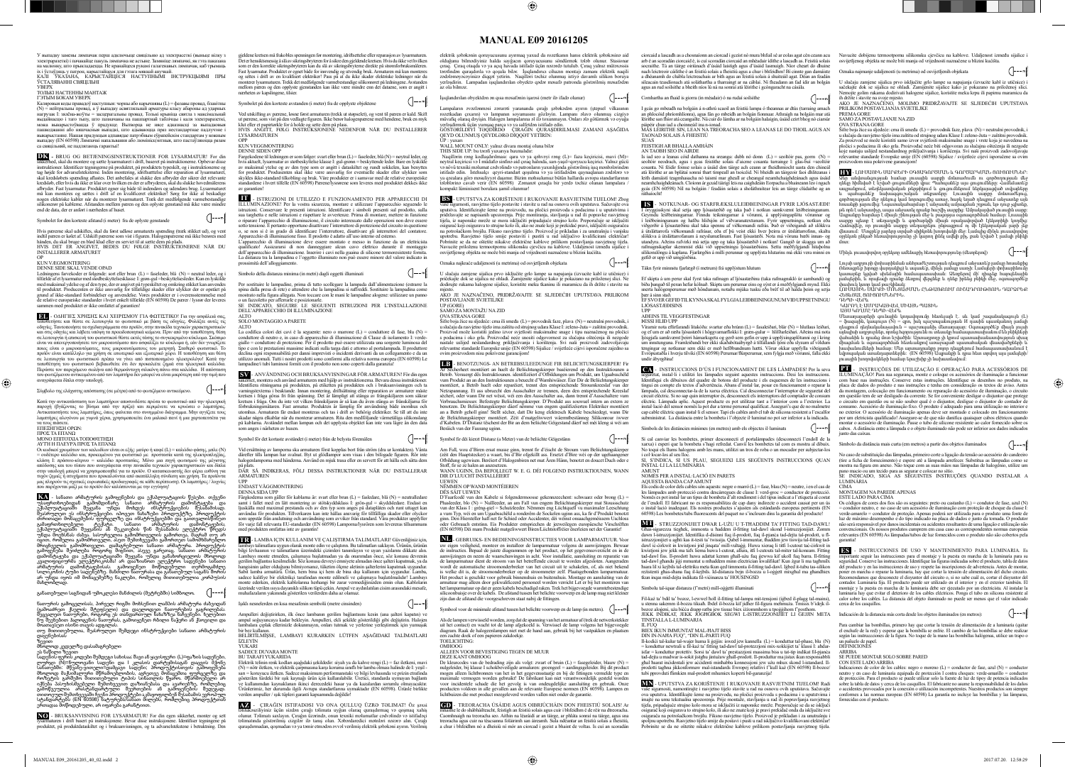# MANUAL E09 20161205

**DK** - BRUG OG BETJENINGSINSTRUKTIONER FOR LYSARMATUR!

Symbolet for den korteste afstand (i meter) fra de oplyste genstande

HVIS DET ER ANGIVET, BEDES DU FØLGE INSTRUKTIONERNE NÅR DU INSTALLERER ARMATURET

OP

KUN VÆGMONTERING

DENNE SIDE SKAL VENDE OPAD

**EL** - ΟΔΗΓΙΕΣ ΧΡΗΣΗΣ ΚΑΙ ΧΕΙΡΙΣΜΟΥ ΓΙΑ ΦΩΤΙΣΤΙΚΟ!

**KA**

**NO** - BRUKSANVISNING FOR LYSARMATUR!

**IT** - ISTRUZIONI DI UTILIZZO E FUNZIONAMENTO PER APPARECCHI DI ILLUMINAZIONE!

Simbolo della distanza minima (in metri) dagli oggetti illuminati

SE INDICATO, SEGUIRE LE SEGUENTI ISTRUZIONI PER L'INSTALLAZIONE DELL'APPARECCHIO DI ILLUMINAZIONE

ALTO

SOLO MONTAGGIO A PARETE

ALTO

**SV** - ANVÄNDNING OCH BRUKSANVISNINGAR FÖR ARMATUREN!

Symbol för kortaste avståndet (i meter) från de belysta föremålen

OM ANGIVET, VÄNLIGEN FÖLJ DESSA INSTRUKTIONER NÄR DU INSTALLERAR ARMATUREN

UPP

ENDAST VÄGGMONTERING

DENNA SIDA UPP

**TR** - LAMBA İÇİN KULLANIM VE ÇALIŞTIRMA TALIMATLARI!

YUKARI

SADECE DUVARA MONTE

BU TARAF YUKARIDA

**AZ** - ÇIRAĞIN İSTİFADƏSİ VƏ ONA QULLUQ ÜZRƏ TƏLIMAT!

İşıqlandırılan obyektdən ən qısa məsafənin işarəsi (metr ilə ifadə olunur)

YUXARI

**BS** - UPUTSTVA ZA KORIŠTENJE I RUKOVANJE RASVJETNIM TIJELOM!

Oznaka najkraće udaljenosti (u metrima) od osvijetljenih objekata

AKO JE NAZNAČENO, PRIDRŽAVAJTE SE SLJEDEĆIH UPUTSTAVA PRILIKOM POSTAVLJANJA SVJETILJKE

UP (GORE)

SAMO ZA MONTAŽU NA ZID

OVA STRANA GORE

**LB** - BENOTZUNGS- AN BETRIBSULEEDUNGE FIR BELIICHTUNGSKIERPER!

**NL** - GEBRUIKS- EN BEDIENINGSINSTRUCTIES VOOR LAMPARMATUUR!

Symbool voor de minimale afstand tussen het belichte voorwerp en de lamp (in meters).

TOELICHTING

OMHOOG

ALLEEN VOOR BEVESTIGING TEGEN DE MUUR

DEZE KANT OMHOOG

**GD** - TREORACHA ÚSÁIDE AGUS OIBRIÚCHÁIN DON FHEISTIÚ SOLAIS!

Comhartha an fhaid is giorra (in méadair) ó na nithe soilsithe

SUAS

FEISTIGH AR BHALLA AMHÁIN

AN TAOBH SEO IN AIRDE

**IS** - NOTKUNAR- OG STARFRÆKSLULEIÐBEININGAR FYRIR LJÓSASTÆÐI!

Tákn fyrir minnstu fjarlægð (í metrum) frá upplýstum hlutum

UPP

AÐEINS TIL VEGGFESTINGAR

ÞESSI HLIÐ UPP

**CA** - INSTRUCCIONS D'ÚS I FUNCIONAMENT DE LES LÀMPADES!

Símbol de les distàncies mínimes (en metres) amb els objectes il·luminats

AMUNT

NOMÉS PER A INSTAL·LACIÓ EN PARETS

AQUESTA BANDA CAP AMUNT

**MT** - STRUZZJONIJIET DWAR L-UŻU U T-THADDIM TA' FITTING TAD-DAWL!

Simbolu tal-iqsar distanza (f'metri) mill-oġġetti illuminati

IL FUQ

BIEX IKUN IMMUNTAT MAL-ĦAJT BISS

DIN IN-NAĦA FUQ

**MN** - UPUTSTVA ZA KORIŠĆENJE I RUKOVANJE RASVJETNIM TIJELOM!

Oznaka najkraće udaljenosti (u metrima) od osvijetljenih objekata

AKO JE NAZNAČENO, MOLIMO PRIDRŽAVAJTE SE SLJEDEĆIH UPUTSTAVA PRILIKOM POSTAVLJANJA SVJETILJKE

PREMA GORE

SAMO ZA POSTAVLJANJE NA ZID

OVA STRANA GORE

**HY**

**PT** - INSTRUÇÕES DE UTILIZAÇÃO E OPERAÇÃO PARA ACESSÓRIOS DE ILUMINAÇÃO!

Símbolo da distância mais curta (em metros) a partir dos objetos iluminados

CIMA

MONTAGEM NA PAREDE APENAS

ESTE LADO PARA CIMA

**ES** - INSTRUCCIONES DE USO Y MANTENIMIENTO PARA LUMINARIA.

Indicación de la distancia más corta desde los objetos iluminados (en metros):

DEFINICIONES

ARRIBA

SE PUEDE MONTAR SOLO SOBRE PARED

CON ESTE LADO ARRIBA